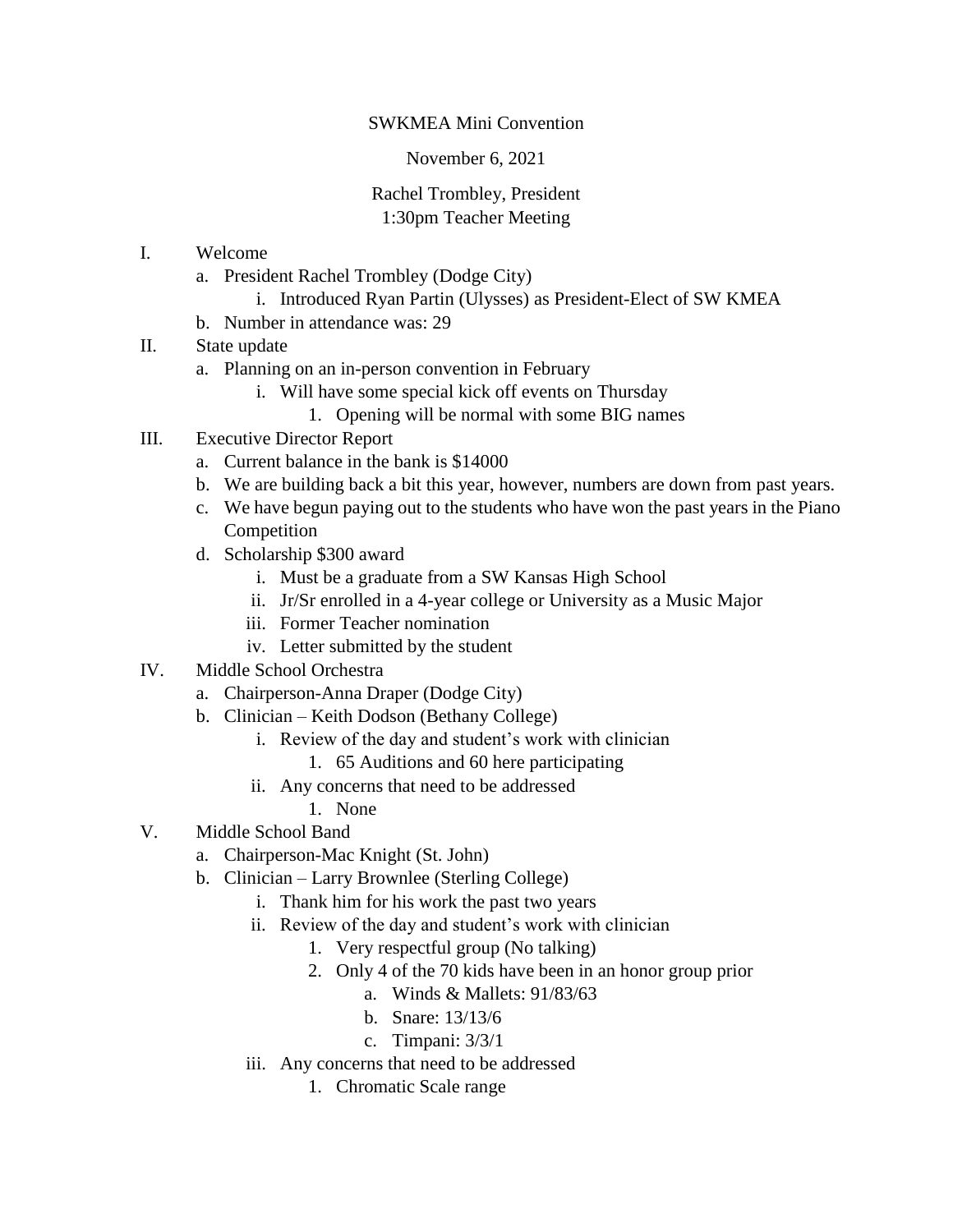SWKMEA Mini Convention

November 6, 2021

Rachel Trombley, President
1:30pm Teacher Meeting

I. Welcome
   a. President Rachel Trombley (Dodge City)
      i. Introduced Ryan Partin (Ulysses) as President-Elect of SW KMEA
   b. Number in attendance was: 29
II. State update
   a. Planning on an in-person convention in February
      i. Will have some special kick off events on Thursday
         1. Opening will be normal with some BIG names
III. Executive Director Report
   a. Current balance in the bank is $14000
   b. We are building back a bit this year, however, numbers are down from past years.
   c. We have begun paying out to the students who have won the past years in the Piano Competition
   d. Scholarship $300 award
      i. Must be a graduate from a SW Kansas High School
      ii. Jr/Sr enrolled in a 4-year college or University as a Music Major
      iii. Former Teacher nomination
      iv. Letter submitted by the student
IV. Middle School Orchestra
   a. Chairperson-Anna Draper (Dodge City)
   b. Clinician – Keith Dodson (Bethany College)
      i. Review of the day and student's work with clinician
         1. 65 Auditions and 60 here participating
      ii. Any concerns that need to be addressed
         1. None
V. Middle School Band
   a. Chairperson-Mac Knight (St. John)
   b. Clinician – Larry Brownlee (Sterling College)
      i. Thank him for his work the past two years
      ii. Review of the day and student's work with clinician
         1. Very respectful group (No talking)
         2. Only 4 of the 70 kids have been in an honor group prior
            a. Winds & Mallets: 91/83/63
            b. Snare: 13/13/6
            c. Timpani: 3/3/1
      iii. Any concerns that need to be addressed
         1. Chromatic Scale range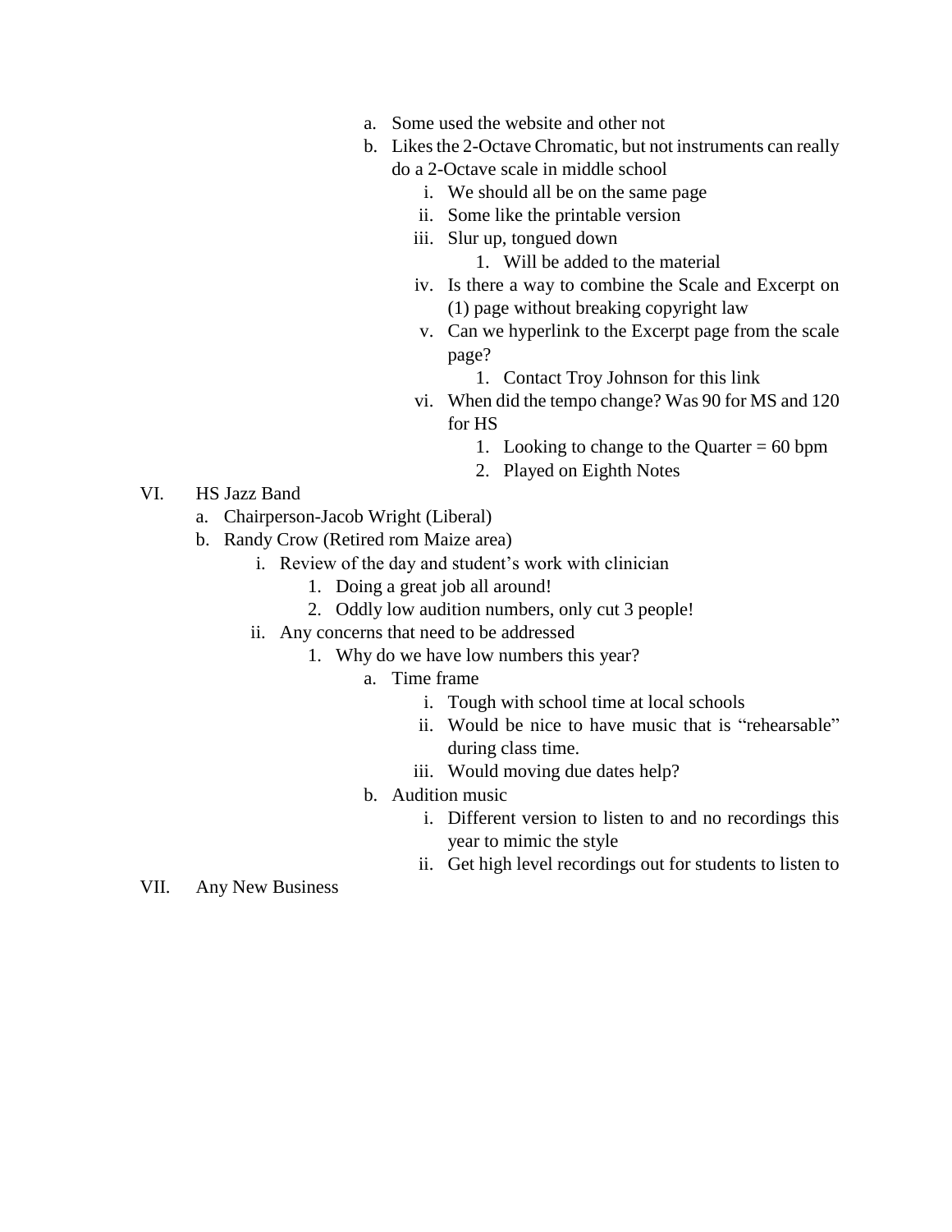- a. Some used the website and other not
   - b. Likes the 2-Octave Chromatic, but not instruments can really do a 2-Octave scale in middle school
     - i. We should all be on the same page
     - ii. Some like the printable version
     - iii. Slur up, tongued down
       1. Will be added to the material
     - iv. Is there a way to combine the Scale and Excerpt on (1) page without breaking copyright law
     - v. Can we hyperlink to the Excerpt page from the scale page?
       1. Contact Troy Johnson for this link
     - vi. When did the tempo change? Was 90 for MS and 120 for HS
       1. Looking to change to the Quarter = 60 bpm
       2. Played on Eighth Notes

VI. HS Jazz Band
   - a. Chairperson-Jacob Wright (Liberal)
   - b. Randy Crow (Retired rom Maize area)
     - i. Review of the day and student's work with clinician
       1. Doing a great job all around!
       2. Oddly low audition numbers, only cut 3 people!
     - ii. Any concerns that need to be addressed
       1. Why do we have low numbers this year?
          - a. Time frame
            - i. Tough with school time at local schools
            - ii. Would be nice to have music that is "rehearsable" during class time.
            - iii. Would moving due dates help?
          - b. Audition music
            - i. Different version to listen to and no recordings this year to mimic the style
            - ii. Get high level recordings out for students to listen to

VII. Any New Business